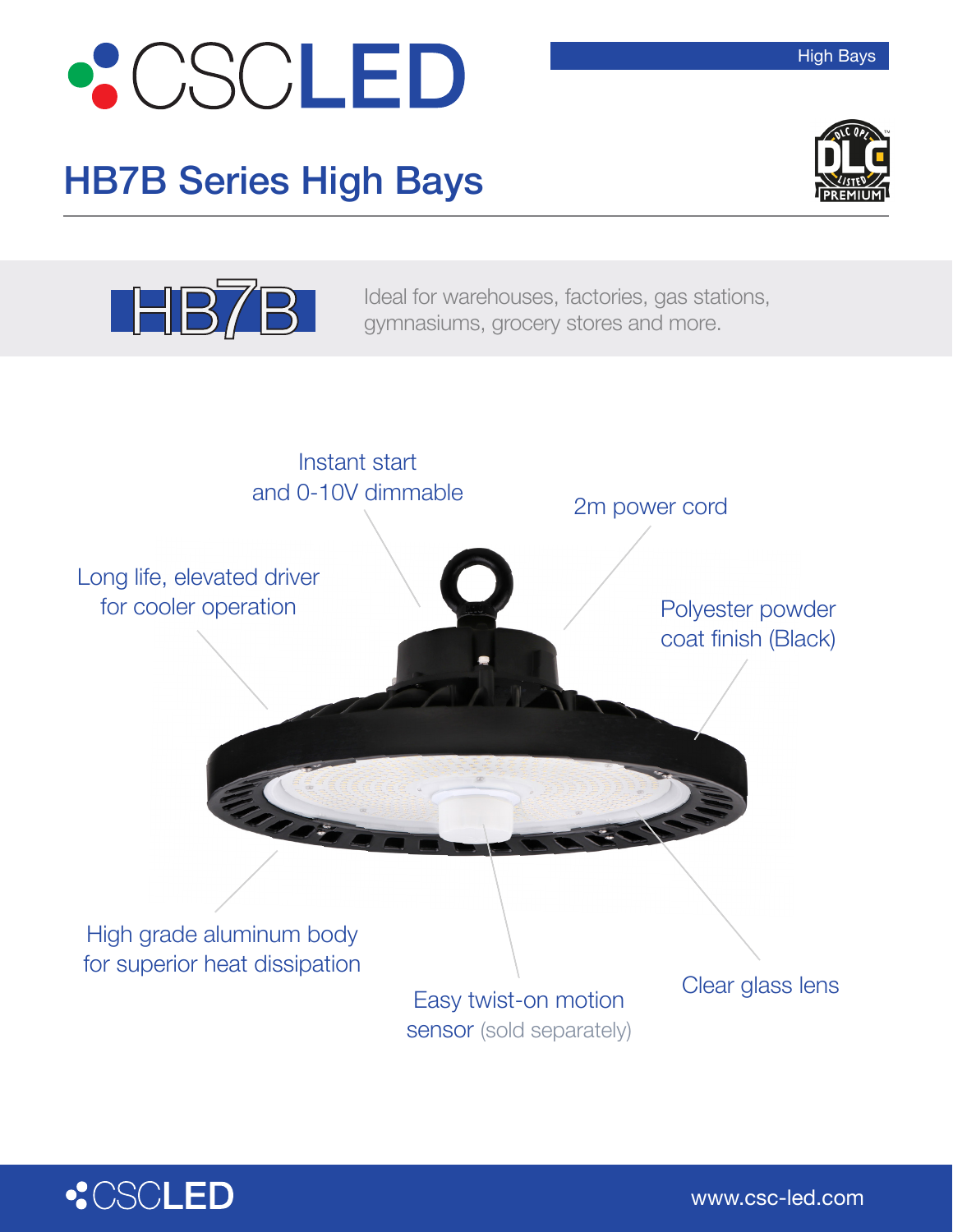# CSCLED

High Bays

## HB7B Series High Bays

HB7B

Ideal for warehouses, factories, gas stations, gymnasiums, grocery stores and more.

- Instant start and 0-10V dimmable
- 2m power cord
- Long life, elevated driver for cooler operation
- Polyester powder coat finish (Black)
- High grade aluminum body for superior heat dissipation
- Easy twist-on motion sensor (sold separately)
- Clear glass lens

CSCLED

www.csc-led.com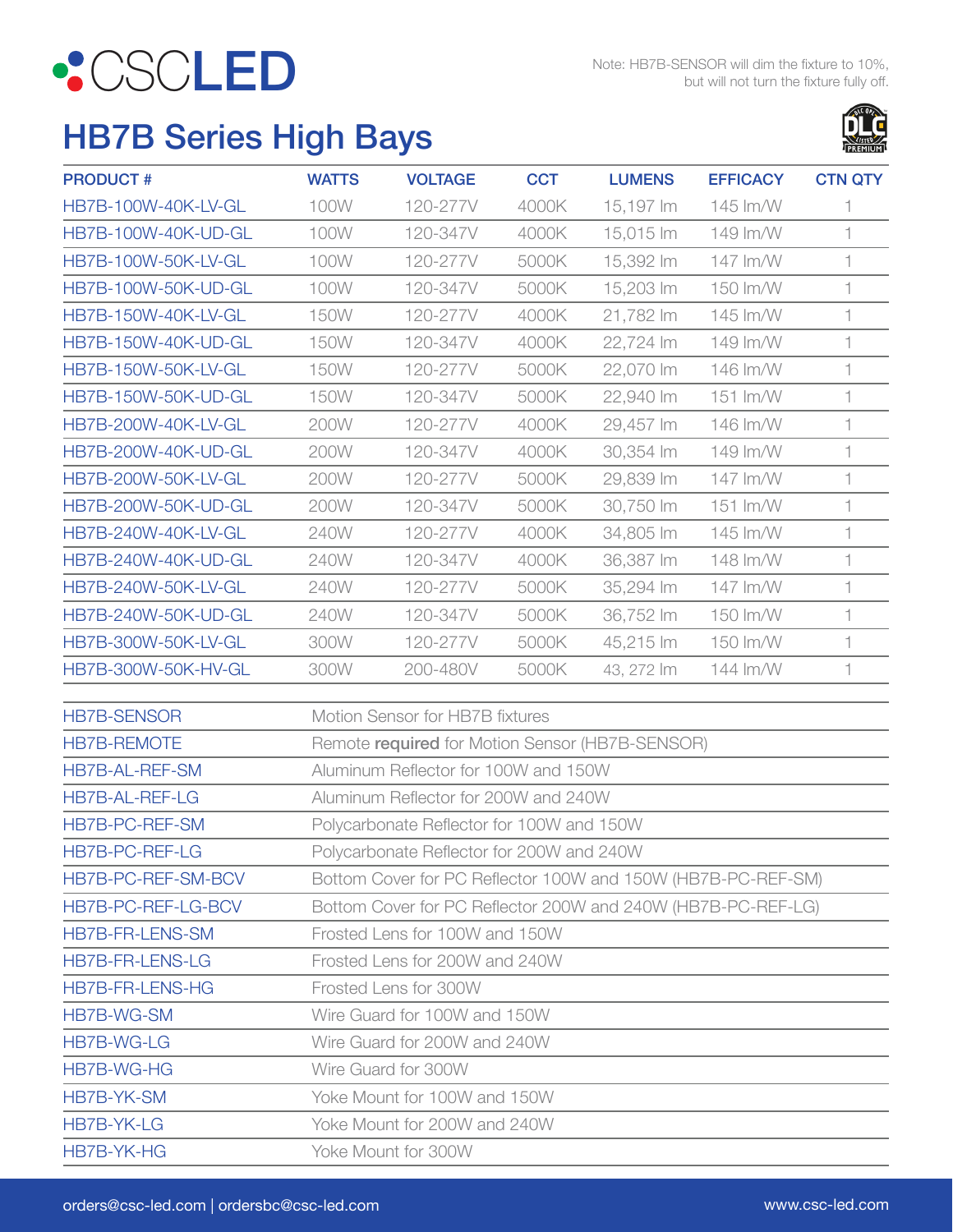CSCLED

Note: HB7B-SENSOR will dim the fixture to 10%, but will not turn the fixture fully off.

# HB7B Series High Bays

| PRODUCT # | WATTS | VOLTAGE | CCT | LUMENS | EFFICACY | CTN QTY |
|---|---|---|---|---|---|---|
| HB7B-100W-40K-LV-GL | 100W | 120-277V | 4000K | 15,197 lm | 145 lm/W | 1 |
| HB7B-100W-40K-UD-GL | 100W | 120-347V | 4000K | 15,015 lm | 149 lm/W | 1 |
| HB7B-100W-50K-LV-GL | 100W | 120-277V | 5000K | 15,392 lm | 147 lm/W | 1 |
| HB7B-100W-50K-UD-GL | 100W | 120-347V | 5000K | 15,203 lm | 150 lm/W | 1 |
| HB7B-150W-40K-LV-GL | 150W | 120-277V | 4000K | 21,782 lm | 145 lm/W | 1 |
| HB7B-150W-40K-UD-GL | 150W | 120-347V | 4000K | 22,724 lm | 149 lm/W | 1 |
| HB7B-150W-50K-LV-GL | 150W | 120-277V | 5000K | 22,070 lm | 146 lm/W | 1 |
| HB7B-150W-50K-UD-GL | 150W | 120-347V | 5000K | 22,940 lm | 151 lm/W | 1 |
| HB7B-200W-40K-LV-GL | 200W | 120-277V | 4000K | 29,457 lm | 146 lm/W | 1 |
| HB7B-200W-40K-UD-GL | 200W | 120-347V | 4000K | 30,354 lm | 149 lm/W | 1 |
| HB7B-200W-50K-LV-GL | 200W | 120-277V | 5000K | 29,839 lm | 147 lm/W | 1 |
| HB7B-200W-50K-UD-GL | 200W | 120-347V | 5000K | 30,750 lm | 151 lm/W | 1 |
| HB7B-240W-40K-LV-GL | 240W | 120-277V | 4000K | 34,805 lm | 145 lm/W | 1 |
| HB7B-240W-40K-UD-GL | 240W | 120-347V | 4000K | 36,387 lm | 148 lm/W | 1 |
| HB7B-240W-50K-LV-GL | 240W | 120-277V | 5000K | 35,294 lm | 147 lm/W | 1 |
| HB7B-240W-50K-UD-GL | 240W | 120-347V | 5000K | 36,752 lm | 150 lm/W | 1 |
| HB7B-300W-50K-LV-GL | 300W | 120-277V | 5000K | 45,215 lm | 150 lm/W | 1 |
| HB7B-300W-50K-HV-GL | 300W | 200-480V | 5000K | 43, 272 lm | 144 lm/W | 1 |

| | |
|---|---|
| HB7B-SENSOR | Motion Sensor for HB7B fixtures |
| HB7B-REMOTE | Remote **required** for Motion Sensor (HB7B-SENSOR) |
| HB7B-AL-REF-SM | Aluminum Reflector for 100W and 150W |
| HB7B-AL-REF-LG | Aluminum Reflector for 200W and 240W |
| HB7B-PC-REF-SM | Polycarbonate Reflector for 100W and 150W |
| HB7B-PC-REF-LG | Polycarbonate Reflector for 200W and 240W |
| HB7B-PC-REF-SM-BCV | Bottom Cover for PC Reflector 100W and 150W (HB7B-PC-REF-SM) |
| HB7B-PC-REF-LG-BCV | Bottom Cover for PC Reflector 200W and 240W (HB7B-PC-REF-LG) |
| HB7B-FR-LENS-SM | Frosted Lens for 100W and 150W |
| HB7B-FR-LENS-LG | Frosted Lens for 200W and 240W |
| HB7B-FR-LENS-HG | Frosted Lens for 300W |
| HB7B-WG-SM | Wire Guard for 100W and 150W |
| HB7B-WG-LG | Wire Guard for 200W and 240W |
| HB7B-WG-HG | Wire Guard for 300W |
| HB7B-YK-SM | Yoke Mount for 100W and 150W |
| HB7B-YK-LG | Yoke Mount for 200W and 240W |
| HB7B-YK-HG | Yoke Mount for 300W |

orders@csc-led.com | ordersbc@csc-led.com

www.csc-led.com